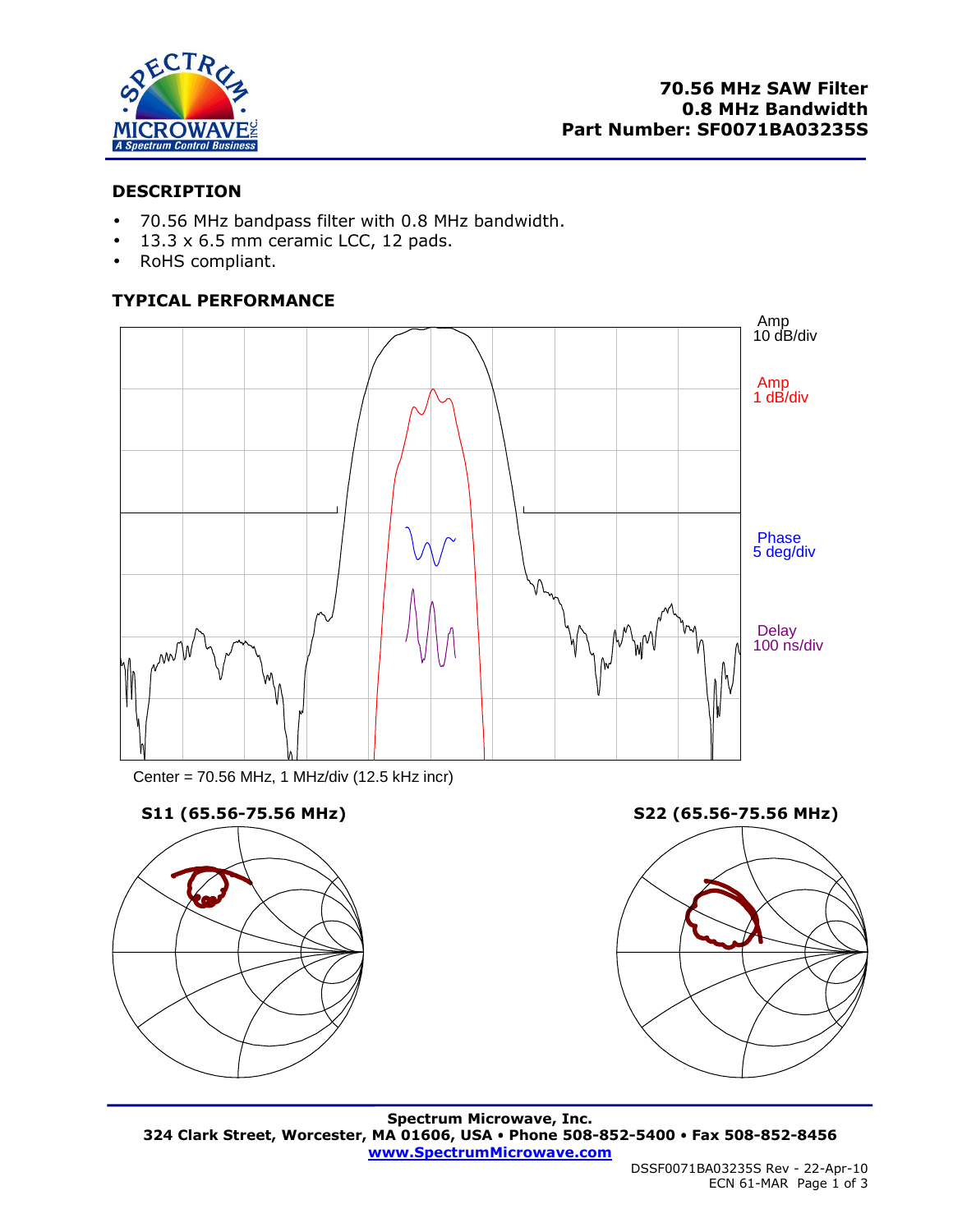**70.56 MHz SAW Filter**
**0.8 MHz Bandwidth**
**Part Number: SF0071BA03235S**

## DESCRIPTION

- 70.56 MHz bandpass filter with 0.8 MHz bandwidth.
- 13.3 x 6.5 mm ceramic LCC, 12 pads.
- RoHS compliant.

## TYPICAL PERFORMANCE

Amp 10 dB/div

Amp 1 dB/div

Phase 5 deg/div

Delay 100 ns/div

Center = 70.56 MHz, 1 MHz/div (12.5 kHz incr)

**S11 (65.56-75.56 MHz)**

**S22 (65.56-75.56 MHz)**

**Spectrum Microwave, Inc.**
**324 Clark Street, Worcester, MA 01606, USA • Phone 508-852-5400 • Fax 508-852-8456**
**www.SpectrumMicrowave.com**

DSSF0071BA03235S Rev - 22-Apr-10
ECN 61-MAR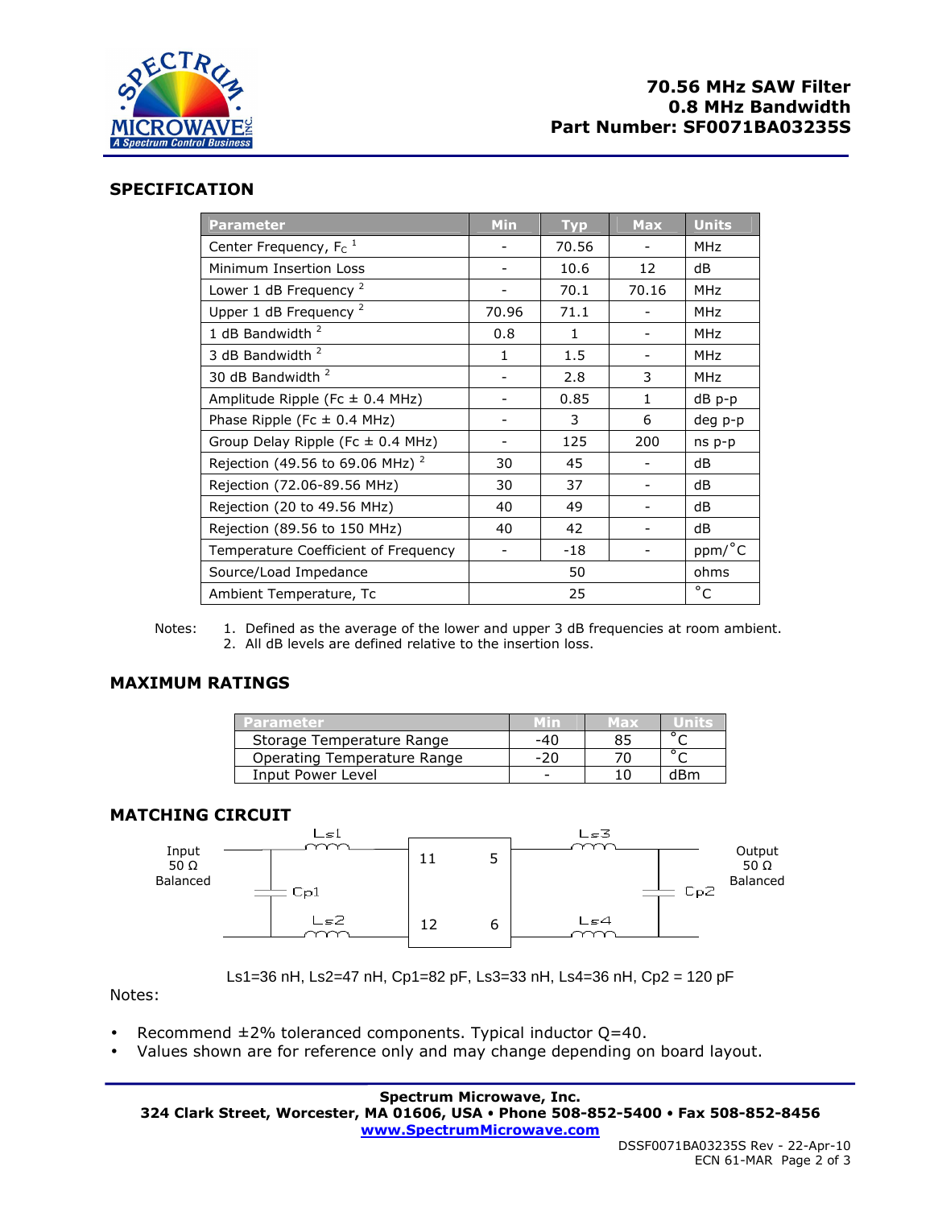**70.56 MHz SAW Filter**
**0.8 MHz Bandwidth**
**Part Number: SF0071BA03235S**

## SPECIFICATION

| Parameter | Min | Typ | Max | Units |
|---|---|---|---|---|
| Center Frequency, $F_C$ [1] | - | 70.56 | - | MHz |
| Minimum Insertion Loss | - | 10.6 | 12 | dB |
| Lower 1 dB Frequency [2] | - | 70.1 | 70.16 | MHz |
| Upper 1 dB Frequency [2] | 70.96 | 71.1 | - | MHz |
| 1 dB Bandwidth [2] | 0.8 | 1 | - | MHz |
| 3 dB Bandwidth [2] | 1 | 1.5 | - | MHz |
| 30 dB Bandwidth [2] | - | 2.8 | 3 | MHz |
| Amplitude Ripple (Fc ± 0.4 MHz) | - | 0.85 | 1 | dB p-p |
| Phase Ripple (Fc ± 0.4 MHz) | - | 3 | 6 | deg p-p |
| Group Delay Ripple (Fc ± 0.4 MHz) | - | 125 | 200 | ns p-p |
| Rejection (49.56 to 69.06 MHz) [2] | 30 | 45 | - | dB |
| Rejection (72.06-89.56 MHz) | 30 | 37 | - | dB |
| Rejection (20 to 49.56 MHz) | 40 | 49 | - | dB |
| Rejection (89.56 to 150 MHz) | 40 | 42 | - | dB |
| Temperature Coefficient of Frequency | - | -18 | - | ppm/°C |
| Source/Load Impedance | | 50 | | ohms |
| Ambient Temperature, Tc | | 25 | | °C |

Notes:
1. Defined as the average of the lower and upper 3 dB frequencies at room ambient.
2. All dB levels are defined relative to the insertion loss.

## MAXIMUM RATINGS

| Parameter | Min | Max | Units |
|---|---|---|---|
| Storage Temperature Range | -40 | 85 | °C |
| Operating Temperature Range | -20 | 70 | °C |
| Input Power Level | - | 10 | dBm |

## MATCHING CIRCUIT

Input 50 Ω Balanced — Ls1, Ls2, Cp1 — pins 11, 12 / pins 5, 6 — Ls3, Ls4, Cp2 — Output 50 Ω Balanced

Ls1=36 nH, Ls2=47 nH, Cp1=82 pF, Ls3=33 nH, Ls4=36 nH, Cp2 = 120 pF

Notes:

- Recommend ±2% toleranced components. Typical inductor Q=40.
- Values shown are for reference only and may change depending on board layout.

**Spectrum Microwave, Inc.**
**324 Clark Street, Worcester, MA 01606, USA • Phone 508-852-5400 • Fax 508-852-8456**
**www.SpectrumMicrowave.com**

DSSF0071BA03235S Rev - 22-Apr-10
ECN 61-MAR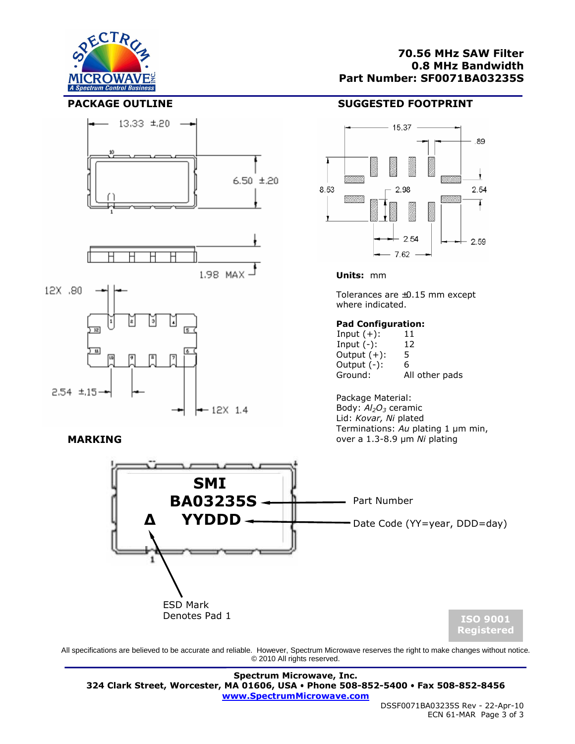# 70.56 MHz SAW Filter
# 0.8 MHz Bandwidth
# Part Number: SF0071BA03235S

## PACKAGE OUTLINE

13.33 ±.20

6.50 ±.20

1.98 MAX

12X .80

2.54 ±.15

12X 1.4

## SUGGESTED FOOTPRINT

15.37

.89

8.53

2.98

2.54

2.54

2.59

7.62

**Units:** mm

Tolerances are ±0.15 mm except where indicated.

**Pad Configuration:**

| | |
|---|---|
| Input (+): | 11 |
| Input (-): | 12 |
| Output (+): | 5 |
| Output (-): | 6 |
| Ground: | All other pads |

Package Material:
Body: $Al_2O_3$ ceramic
Lid: *Kovar, Ni* plated
Terminations: *Au* plating 1 µm min, over a 1.3-8.9 µm *Ni* plating

## MARKING

SMI
BA03235S
Δ YYDDD

Part Number

Date Code (YY=year, DDD=day)

ESD Mark
Denotes Pad 1

ISO 9001 Registered

All specifications are believed to be accurate and reliable. However, Spectrum Microwave reserves the right to make changes without notice.
© 2010 All rights reserved.

**Spectrum Microwave, Inc.**
**324 Clark Street, Worcester, MA 01606, USA • Phone 508-852-5400 • Fax 508-852-8456**
**www.SpectrumMicrowave.com**

DSSF0071BA03235S Rev - 22-Apr-10
ECN 61-MAR